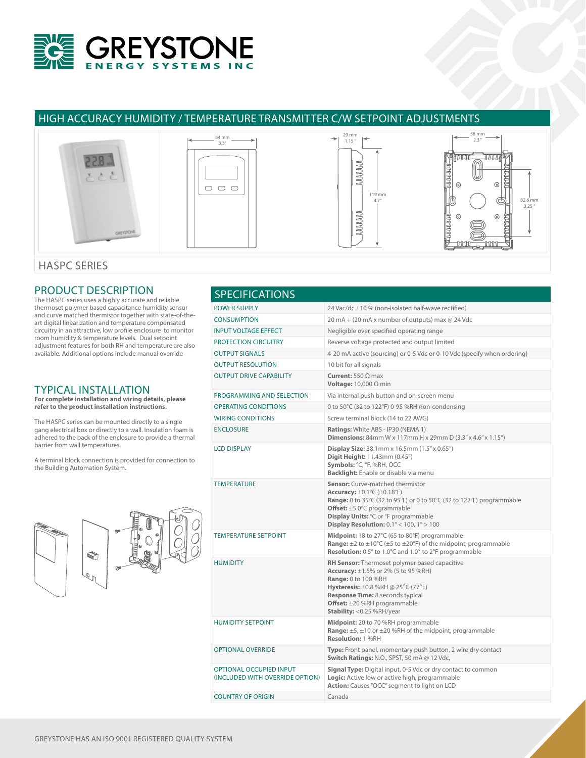# GREYSTONE ENERGY SYSTEMS INC

## HIGH ACCURACY HUMIDITY / TEMPERATURE TRANSMITTER C/W SETPOINT ADJUSTMENTS

84 mm 3.3"

29 mm 1.15"

119 mm 4.7"

58 mm 2.3"

82.6 mm 3.25"

## HASPC SERIES

## PRODUCT DESCRIPTION

The HASPC series uses a highly accurate and reliable thermoset polymer based capacitance humidity sensor and curve matched thermistor together with state-of-the-art digital linearization and temperature compensated circuitry in an attractive, low profile enclosure to monitor room humidity & temperature levels. Dual setpoint adjustment features for both RH and temperature are also available. Additional options include manual override

## TYPICAL INSTALLATION

**For complete installation and wiring details, please refer to the product installation instructions.**

The HASPC series can be mounted directly to a single gang electrical box or directly to a wall. Insulation foam is adhered to the back of the enclosure to provide a thermal barrier from wall temperatures.

A terminal block connection is provided for connection to the Building Automation System.

## SPECIFICATIONS

| | |
|---|---|
| POWER SUPPLY | 24 Vac/dc ±10 % (non-isolated half-wave rectified) |
| CONSUMPTION | 20 mA + (20 mA x number of outputs) max @ 24 Vdc |
| INPUT VOLTAGE EFFECT | Negligible over specified operating range |
| PROTECTION CIRCUITRY | Reverse voltage protected and output limited |
| OUTPUT SIGNALS | 4-20 mA active (sourcing) or 0-5 Vdc or 0-10 Vdc (specify when ordering) |
| OUTPUT RESOLUTION | 10 bit for all signals |
| OUTPUT DRIVE CAPABILITY | **Current:** 550 Ω max<br>**Voltage:** 10,000 Ω min |
| PROGRAMMING AND SELECTION | Via internal push button and on-screen menu |
| OPERATING CONDITIONS | 0 to 50°C (32 to 122°F) 0-95 %RH non-condensing |
| WIRING CONDITIONS | Screw terminal block (14 to 22 AWG) |
| ENCLOSURE | **Ratings:** White ABS - IP30 (NEMA 1)<br>**Dimensions:** 84mm W x 117mm H x 29mm D (3.3" x 4.6" x 1.15") |
| LCD DISPLAY | **Display Size:** 38.1mm x 16.5mm (1.5" x 0.65")<br>**Digit Height:** 11.43mm (0.45")<br>**Symbols:** °C, °F, %RH, OCC<br>**Backlight:** Enable or disable via menu |
| TEMPERATURE | **Sensor:** Curve-matched thermistor<br>**Accuracy:** ±0.1°C (±0.18°F)<br>**Range:** 0 to 35°C (32 to 95°F) or 0 to 50°C (32 to 122°F) programmable<br>**Offset:** ±5.0°C programmable<br>**Display Units:** °C or °F programmable<br>**Display Resolution:** 0.1° < 100, 1° > 100 |
| TEMPERATURE SETPOINT | **Midpoint:** 18 to 27°C (65 to 80°F) programmable<br>**Range:** ±2 to ±10°C (±5 to ±20°F) of the midpoint, programmable<br>**Resolution:** 0.5° to 1.0°C and 1.0° to 2°F programmable |
| HUMIDITY | **RH Sensor:** Thermoset polymer based capacitive<br>**Accuracy:** ±1.5% or 2% (5 to 95 %RH)<br>**Range:** 0 to 100 %RH<br>**Hysteresis:** ±0.8 %RH @ 25°C (77°F)<br>**Response Time:** 8 seconds typical<br>**Offset:** ±20 %RH programmable<br>**Stability:** <0.25 %RH/year |
| HUMIDITY SETPOINT | **Midpoint:** 20 to 70 %RH programmable<br>**Range:** ±5, ±10 or ±20 %RH of the midpoint, programmable<br>**Resolution:** 1 %RH |
| OPTIONAL OVERRIDE | **Type:** Front panel, momentary push button, 2 wire dry contact<br>**Switch Ratings:** N.O., SPST, 50 mA @ 12 Vdc, |
| OPTIONAL OCCUPIED INPUT (INCLUDED WITH OVERRIDE OPTION) | **Signal Type:** Digital input, 0-5 Vdc or dry contact to common<br>**Logic:** Active low or active high, programmable<br>**Action:** Causes "OCC" segment to light on LCD |
| COUNTRY OF ORIGIN | Canada |

GREYSTONE HAS AN ISO 9001 REGISTERED QUALITY SYSTEM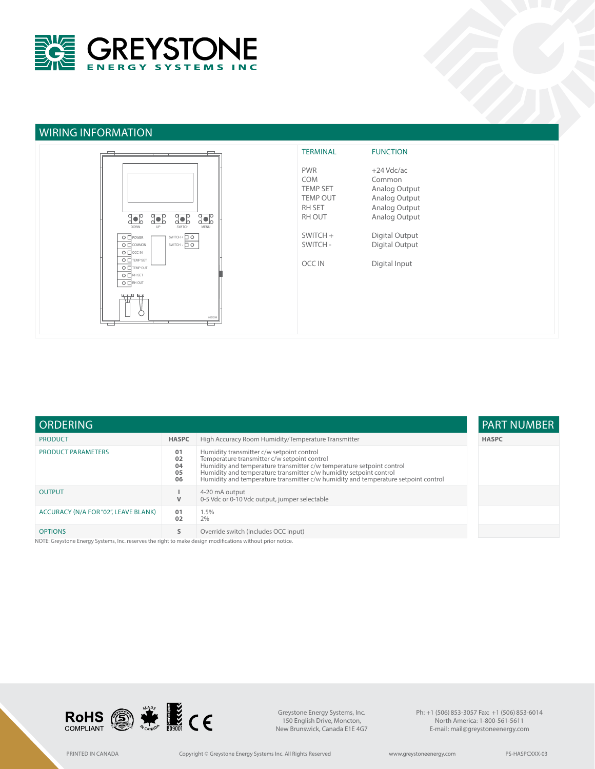## WIRING INFORMATION

| TERMINAL | FUNCTION |
|---|---|
| PWR | +24 Vdc/ac |
| COM | Common |
| TEMP SET | Analog Output |
| TEMP OUT | Analog Output |
| RH SET | Analog Output |
| RH OUT | Analog Output |
| SWITCH + | Digital Output |
| SWITCH - | Digital Output |
| OCC IN | Digital Input |

## ORDERING

| | | |
|---|---|---|
| PRODUCT | **HASPC** | High Accuracy Room Humidity/Temperature Transmitter |
| PRODUCT PARAMETERS | **01**<br>**02**<br>**04**<br>**05**<br>**06** | Humidity transmitter c/w setpoint control<br>Temperature transmitter c/w setpoint control<br>Humidity and temperature transmitter c/w temperature setpoint control<br>Humidity and temperature transmitter c/w humidity setpoint control<br>Humidity and temperature transmitter c/w humidity and temperature setpoint control |
| OUTPUT | **I**<br>**V** | 4-20 mA output<br>0-5 Vdc or 0-10 Vdc output, jumper selectable |
| ACCURACY (N/A FOR "02", LEAVE BLANK) | **01**<br>**02** | 1.5%<br>2% |
| OPTIONS | **S** | Override switch (includes OCC input) |

NOTE: Greystone Energy Systems, Inc. reserves the right to make design modifications without prior notice.

## PART NUMBER

**HASPC**

Greystone Energy Systems, Inc.
150 English Drive, Moncton,
New Brunswick, Canada E1E 4G7

Ph: +1 (506) 853-3057 Fax: +1 (506) 853-6014
North America: 1-800-561-5611
E-mail: mail@greystoneenergy.com

PRINTED IN CANADA

Copyright © Greystone Energy Systems Inc. All Rights Reserved

www.greystoneenergy.com

PS-HASPCXXX-03